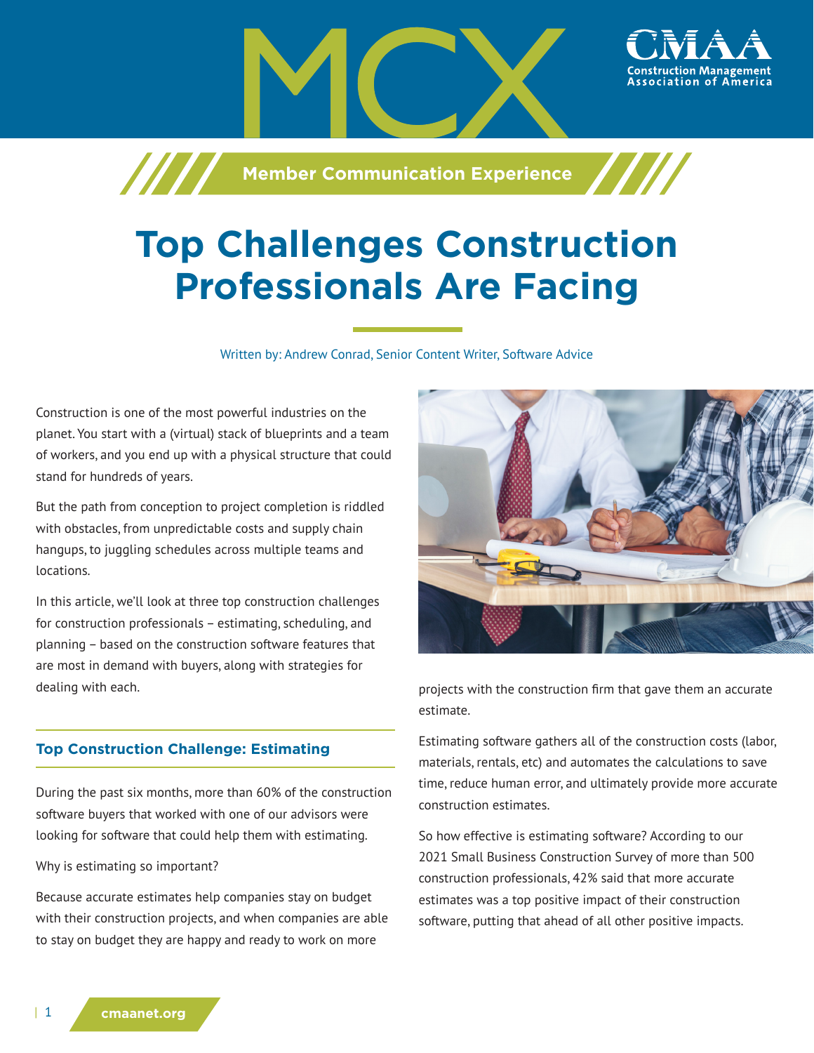MCX

CMAA Construction Management Association of America

Member Communication Experience

# Top Challenges Construction Professionals Are Facing

Written by: Andrew Conrad, Senior Content Writer, Software Advice

Construction is one of the most powerful industries on the planet. You start with a (virtual) stack of blueprints and a team of workers, and you end up with a physical structure that could stand for hundreds of years.

But the path from conception to project completion is riddled with obstacles, from unpredictable costs and supply chain hangups, to juggling schedules across multiple teams and locations.

In this article, we'll look at three top construction challenges for construction professionals – estimating, scheduling, and planning – based on the construction software features that are most in demand with buyers, along with strategies for dealing with each.

## Top Construction Challenge: Estimating

During the past six months, more than 60% of the construction software buyers that worked with one of our advisors were looking for software that could help them with estimating.

Why is estimating so important?

Because accurate estimates help companies stay on budget with their construction projects, and when companies are able to stay on budget they are happy and ready to work on more projects with the construction firm that gave them an accurate estimate.

Estimating software gathers all of the construction costs (labor, materials, rentals, etc) and automates the calculations to save time, reduce human error, and ultimately provide more accurate construction estimates.

So how effective is estimating software? According to our 2021 Small Business Construction Survey of more than 500 construction professionals, 42% said that more accurate estimates was a top positive impact of their construction software, putting that ahead of all other positive impacts.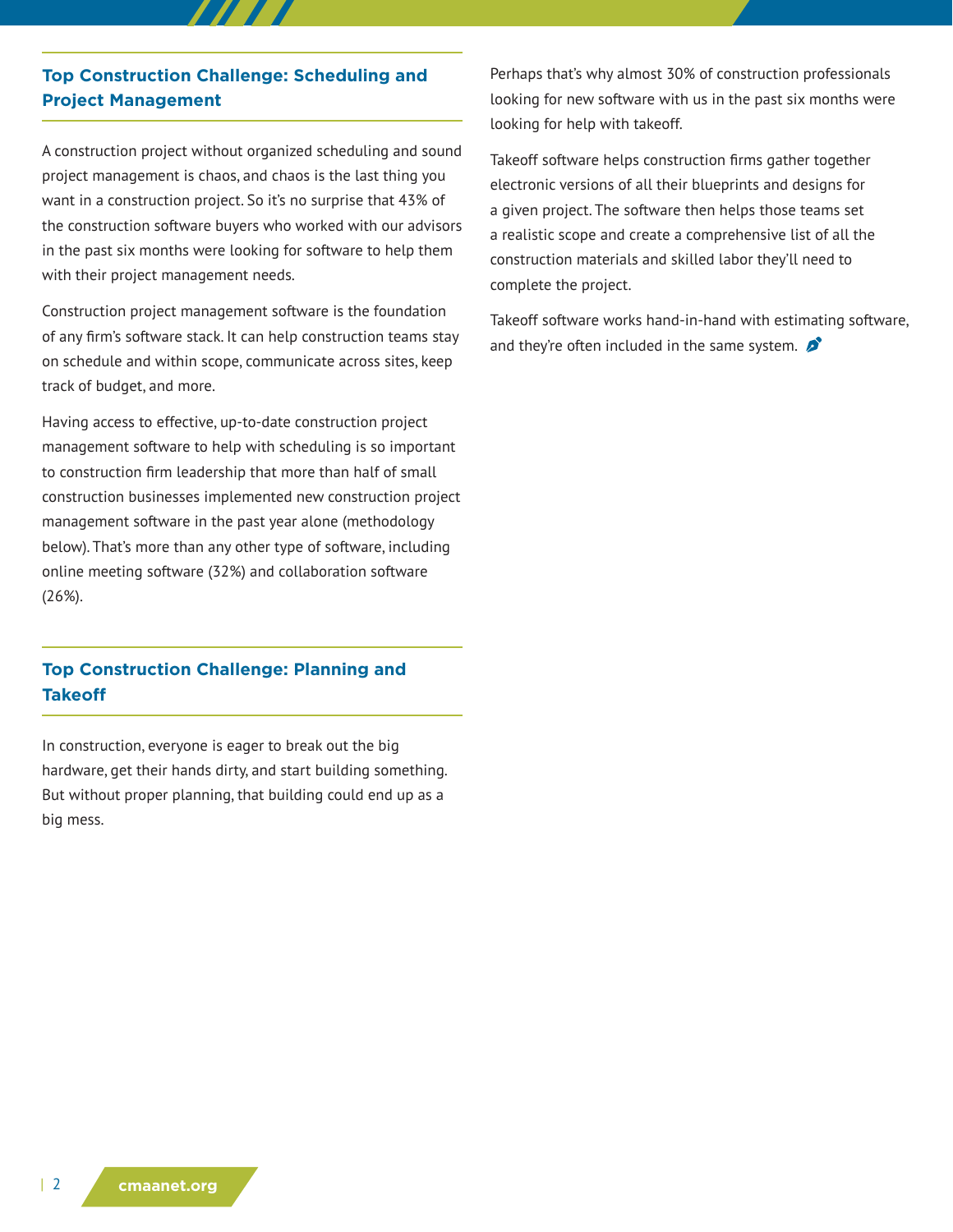## Top Construction Challenge: Scheduling and Project Management

A construction project without organized scheduling and sound project management is chaos, and chaos is the last thing you want in a construction project. So it's no surprise that 43% of the construction software buyers who worked with our advisors in the past six months were looking for software to help them with their project management needs.

Construction project management software is the foundation of any firm's software stack. It can help construction teams stay on schedule and within scope, communicate across sites, keep track of budget, and more.

Having access to effective, up-to-date construction project management software to help with scheduling is so important to construction firm leadership that more than half of small construction businesses implemented new construction project management software in the past year alone (methodology below). That's more than any other type of software, including online meeting software (32%) and collaboration software (26%).

## Top Construction Challenge: Planning and Takeoff

In construction, everyone is eager to break out the big hardware, get their hands dirty, and start building something. But without proper planning, that building could end up as a big mess.

Perhaps that's why almost 30% of construction professionals looking for new software with us in the past six months were looking for help with takeoff.

Takeoff software helps construction firms gather together electronic versions of all their blueprints and designs for a given project. The software then helps those teams set a realistic scope and create a comprehensive list of all the construction materials and skilled labor they'll need to complete the project.

Takeoff software works hand-in-hand with estimating software, and they're often included in the same system.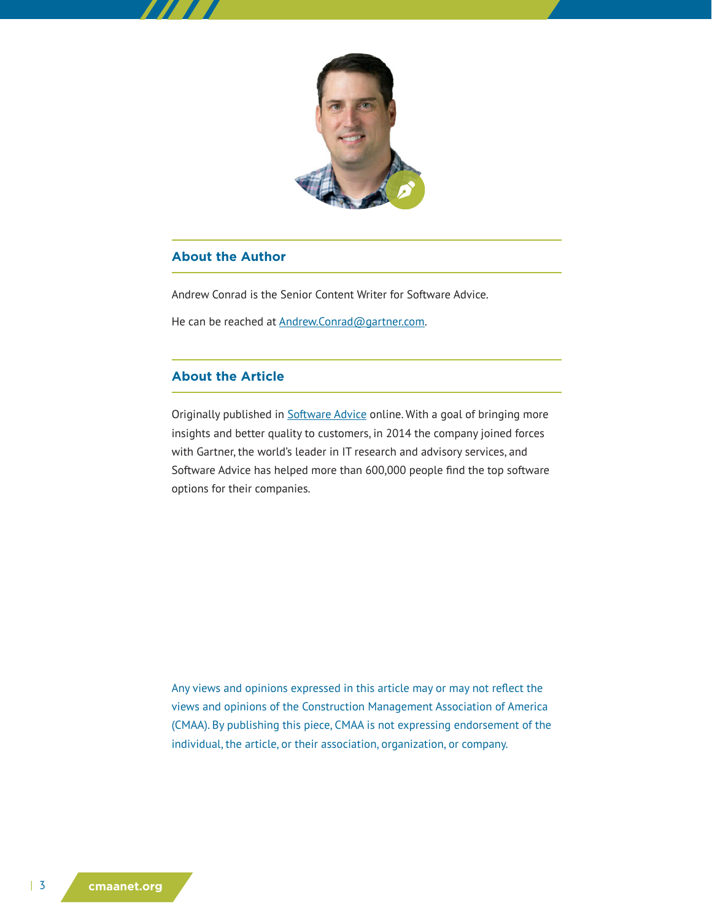## About the Author

Andrew Conrad is the Senior Content Writer for Software Advice.

He can be reached at Andrew.Conrad@gartner.com.

## About the Article

Originally published in Software Advice online. With a goal of bringing more insights and better quality to customers, in 2014 the company joined forces with Gartner, the world's leader in IT research and advisory services, and Software Advice has helped more than 600,000 people find the top software options for their companies.

Any views and opinions expressed in this article may or may not reflect the views and opinions of the Construction Management Association of America (CMAA). By publishing this piece, CMAA is not expressing endorsement of the individual, the article, or their association, organization, or company.